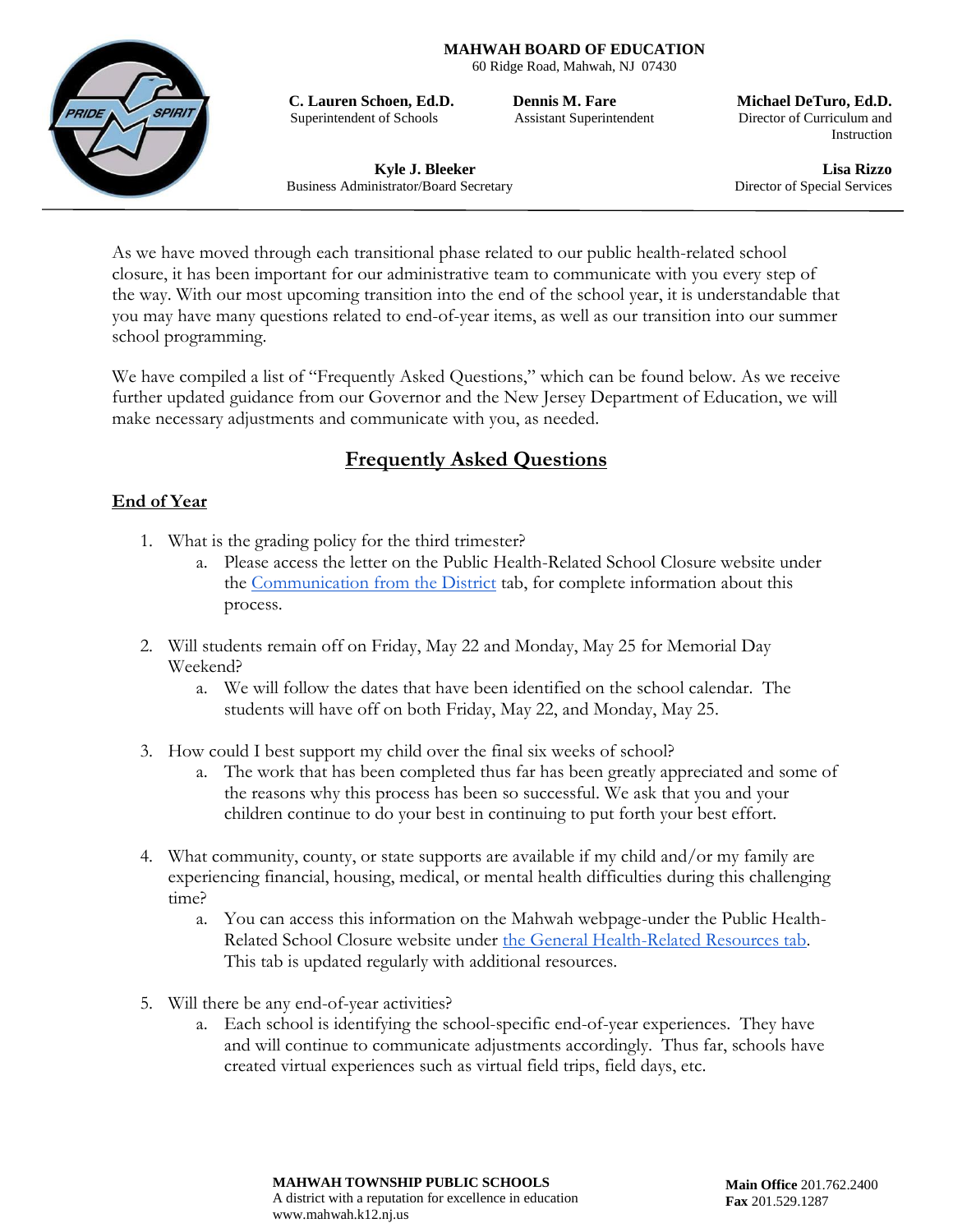**MAHWAH BOARD OF EDUCATION**
60 Ridge Road, Mahwah, NJ 07430

**C. Lauren Schoen, Ed.D.**
Superintendent of Schools

**Dennis M. Fare**
Assistant Superintendent

**Michael DeTuro, Ed.D.**
Director of Curriculum and Instruction

**Kyle J. Bleeker**
Business Administrator/Board Secretary

**Lisa Rizzo**
Director of Special Services

---

As we have moved through each transitional phase related to our public health-related school closure, it has been important for our administrative team to communicate with you every step of the way. With our most upcoming transition into the end of the school year, it is understandable that you may have many questions related to end-of-year items, as well as our transition into our summer school programming.

We have compiled a list of "Frequently Asked Questions," which can be found below. As we receive further updated guidance from our Governor and the New Jersey Department of Education, we will make necessary adjustments and communicate with you, as needed.

## Frequently Asked Questions

### End of Year

1. What is the grading policy for the third trimester?
   a. Please access the letter on the Public Health-Related School Closure website under the Communication from the District tab, for complete information about this process.

2. Will students remain off on Friday, May 22 and Monday, May 25 for Memorial Day Weekend?
   a. We will follow the dates that have been identified on the school calendar. The students will have off on both Friday, May 22, and Monday, May 25.

3. How could I best support my child over the final six weeks of school?
   a. The work that has been completed thus far has been greatly appreciated and some of the reasons why this process has been so successful. We ask that you and your children continue to do your best in continuing to put forth your best effort.

4. What community, county, or state supports are available if my child and/or my family are experiencing financial, housing, medical, or mental health difficulties during this challenging time?
   a. You can access this information on the Mahwah webpage-under the Public Health-Related School Closure website under the General Health-Related Resources tab. This tab is updated regularly with additional resources.

5. Will there be any end-of-year activities?
   a. Each school is identifying the school-specific end-of-year experiences. They have and will continue to communicate adjustments accordingly. Thus far, schools have created virtual experiences such as virtual field trips, field days, etc.

**MAHWAH TOWNSHIP PUBLIC SCHOOLS**
A district with a reputation for excellence in education
www.mahwah.k12.nj.us

**Main Office** 201.762.2400
**Fax** 201.529.1287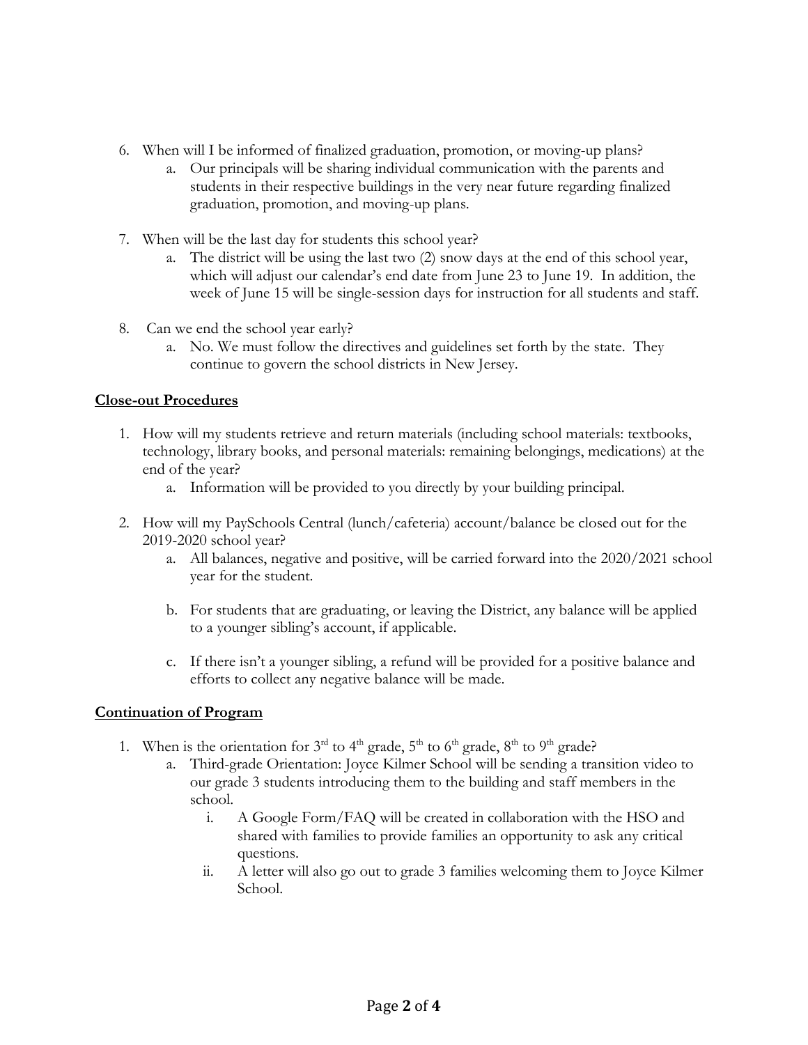6. When will I be informed of finalized graduation, promotion, or moving-up plans?
   a. Our principals will be sharing individual communication with the parents and students in their respective buildings in the very near future regarding finalized graduation, promotion, and moving-up plans.

7. When will be the last day for students this school year?
   a. The district will be using the last two (2) snow days at the end of this school year, which will adjust our calendar's end date from June 23 to June 19. In addition, the week of June 15 will be single-session days for instruction for all students and staff.

8. Can we end the school year early?
   a. No. We must follow the directives and guidelines set forth by the state. They continue to govern the school districts in New Jersey.

**Close-out Procedures**

1. How will my students retrieve and return materials (including school materials: textbooks, technology, library books, and personal materials: remaining belongings, medications) at the end of the year?
   a. Information will be provided to you directly by your building principal.

2. How will my PaySchools Central (lunch/cafeteria) account/balance be closed out for the 2019-2020 school year?
   a. All balances, negative and positive, will be carried forward into the 2020/2021 school year for the student.

   b. For students that are graduating, or leaving the District, any balance will be applied to a younger sibling's account, if applicable.

   c. If there isn't a younger sibling, a refund will be provided for a positive balance and efforts to collect any negative balance will be made.

**Continuation of Program**

1. When is the orientation for 3rd to 4th grade, 5th to 6th grade, 8th to 9th grade?
   a. Third-grade Orientation: Joyce Kilmer School will be sending a transition video to our grade 3 students introducing them to the building and staff members in the school.
      i. A Google Form/FAQ will be created in collaboration with the HSO and shared with families to provide families an opportunity to ask any critical questions.
      ii. A letter will also go out to grade 3 families welcoming them to Joyce Kilmer School.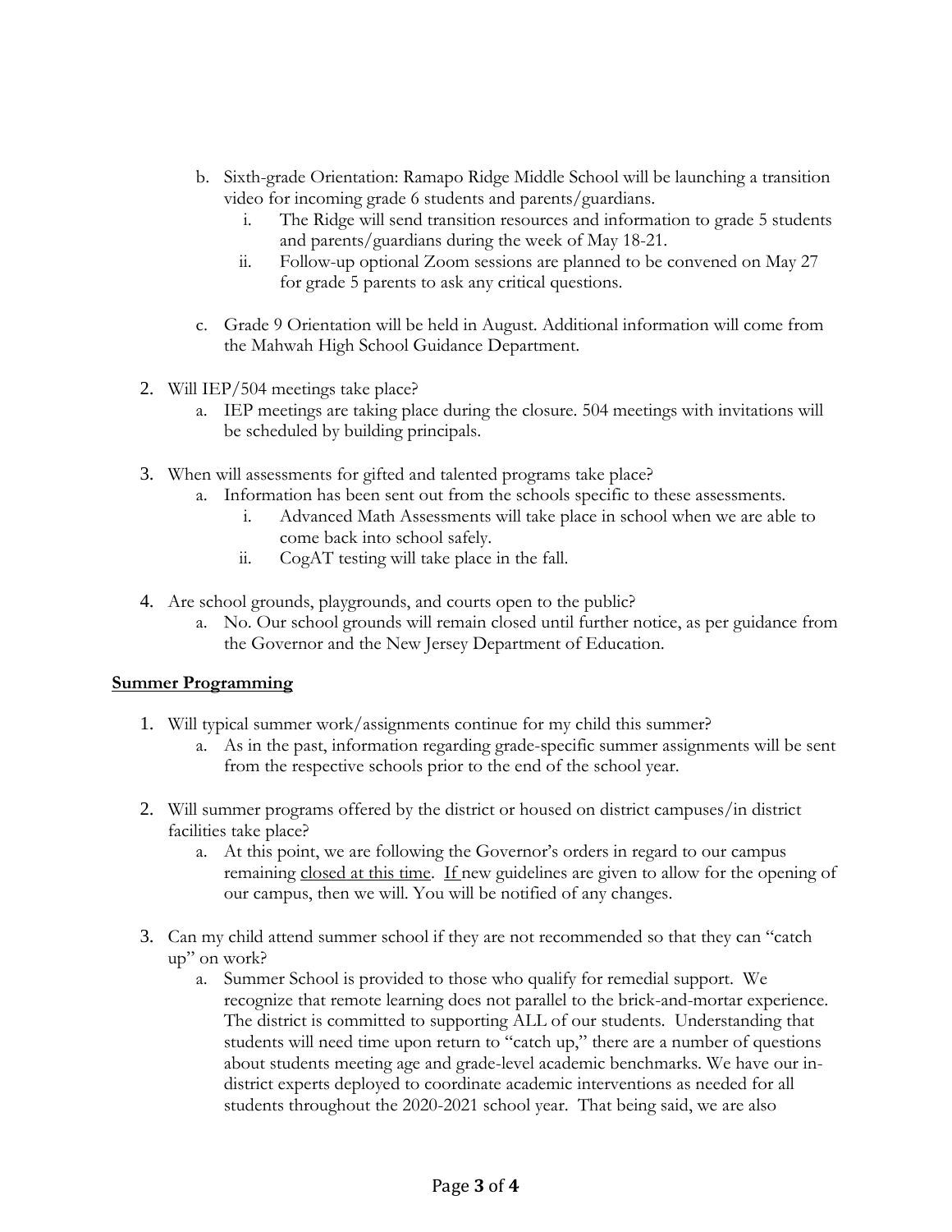b. Sixth-grade Orientation: Ramapo Ridge Middle School will be launching a transition video for incoming grade 6 students and parents/guardians.
      i. The Ridge will send transition resources and information to grade 5 students and parents/guardians during the week of May 18-21.
      ii. Follow-up optional Zoom sessions are planned to be convened on May 27 for grade 5 parents to ask any critical questions.

   c. Grade 9 Orientation will be held in August. Additional information will come from the Mahwah High School Guidance Department.

2. Will IEP/504 meetings take place?
   a. IEP meetings are taking place during the closure. 504 meetings with invitations will be scheduled by building principals.

3. When will assessments for gifted and talented programs take place?
   a. Information has been sent out from the schools specific to these assessments.
      i. Advanced Math Assessments will take place in school when we are able to come back into school safely.
      ii. CogAT testing will take place in the fall.

4. Are school grounds, playgrounds, and courts open to the public?
   a. No. Our school grounds will remain closed until further notice, as per guidance from the Governor and the New Jersey Department of Education.

**<u>Summer Programming</u>**

1. Will typical summer work/assignments continue for my child this summer?
   a. As in the past, information regarding grade-specific summer assignments will be sent from the respective schools prior to the end of the school year.

2. Will summer programs offered by the district or housed on district campuses/in district facilities take place?
   a. At this point, we are following the Governor's orders in regard to our campus remaining <u>closed at this time</u>. <u>If</u> new guidelines are given to allow for the opening of our campus, then we will. You will be notified of any changes.

3. Can my child attend summer school if they are not recommended so that they can "catch up" on work?
   a. Summer School is provided to those who qualify for remedial support. We recognize that remote learning does not parallel to the brick-and-mortar experience. The district is committed to supporting ALL of our students. Understanding that students will need time upon return to "catch up," there are a number of questions about students meeting age and grade-level academic benchmarks. We have our in-district experts deployed to coordinate academic interventions as needed for all students throughout the 2020-2021 school year. That being said, we are also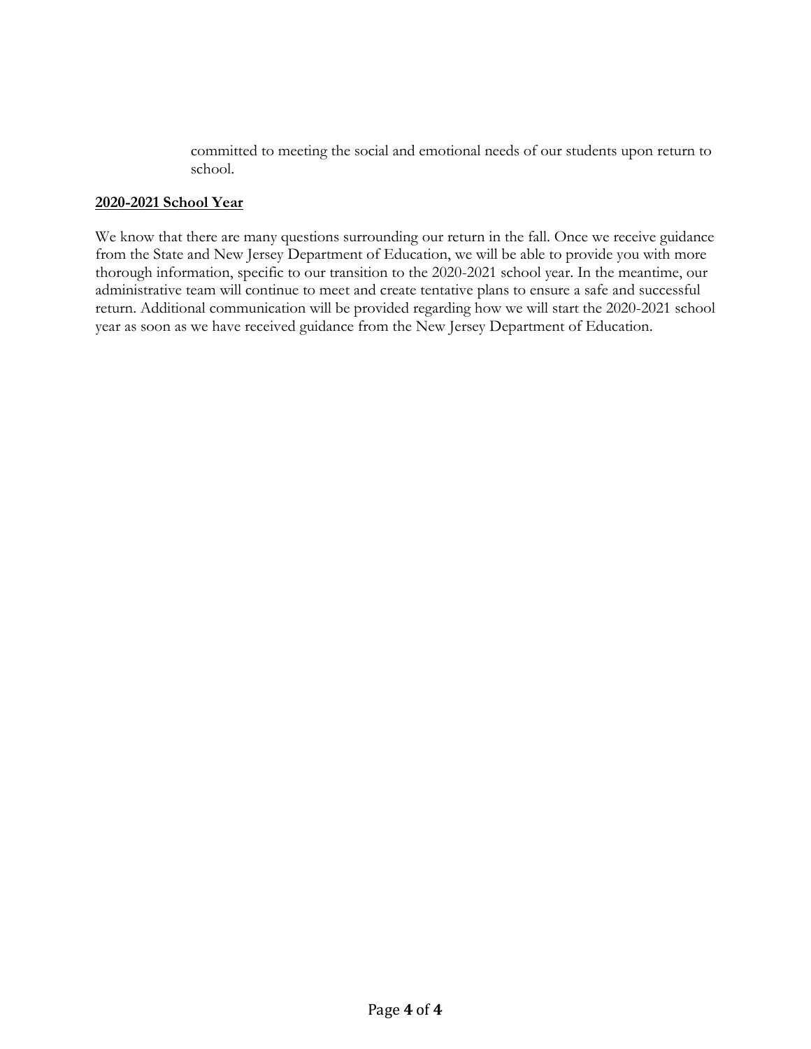committed to meeting the social and emotional needs of our students upon return to school.

**2020-2021 School Year**

We know that there are many questions surrounding our return in the fall. Once we receive guidance from the State and New Jersey Department of Education, we will be able to provide you with more thorough information, specific to our transition to the 2020-2021 school year. In the meantime, our administrative team will continue to meet and create tentative plans to ensure a safe and successful return. Additional communication will be provided regarding how we will start the 2020-2021 school year as soon as we have received guidance from the New Jersey Department of Education.